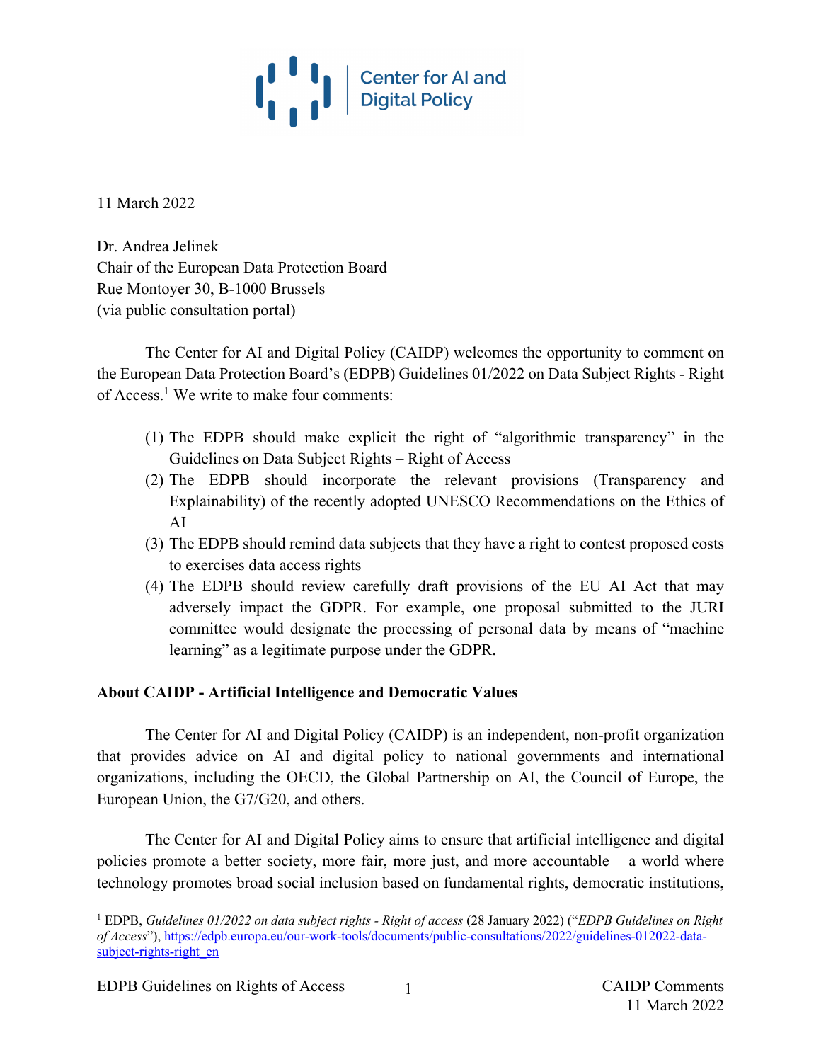Center for AI and Digital Policy

11 March 2022

Dr. Andrea Jelinek
Chair of the European Data Protection Board
Rue Montoyer 30, B-1000 Brussels
(via public consultation portal)

The Center for AI and Digital Policy (CAIDP) welcomes the opportunity to comment on the European Data Protection Board's (EDPB) Guidelines 01/2022 on Data Subject Rights - Right of Access.[1] We write to make four comments:

(1) The EDPB should make explicit the right of "algorithmic transparency" in the Guidelines on Data Subject Rights – Right of Access
(2) The EDPB should incorporate the relevant provisions (Transparency and Explainability) of the recently adopted UNESCO Recommendations on the Ethics of AI
(3) The EDPB should remind data subjects that they have a right to contest proposed costs to exercises data access rights
(4) The EDPB should review carefully draft provisions of the EU AI Act that may adversely impact the GDPR. For example, one proposal submitted to the JURI committee would designate the processing of personal data by means of "machine learning" as a legitimate purpose under the GDPR.

**About CAIDP - Artificial Intelligence and Democratic Values**

The Center for AI and Digital Policy (CAIDP) is an independent, non-profit organization that provides advice on AI and digital policy to national governments and international organizations, including the OECD, the Global Partnership on AI, the Council of Europe, the European Union, the G7/G20, and others.

The Center for AI and Digital Policy aims to ensure that artificial intelligence and digital policies promote a better society, more fair, more just, and more accountable – a world where technology promotes broad social inclusion based on fundamental rights, democratic institutions,

[1] EDPB, *Guidelines 01/2022 on data subject rights - Right of access* (28 January 2022) ("*EDPB Guidelines on Right of Access*"), https://edpb.europa.eu/our-work-tools/documents/public-consultations/2022/guidelines-012022-data-subject-rights-right_en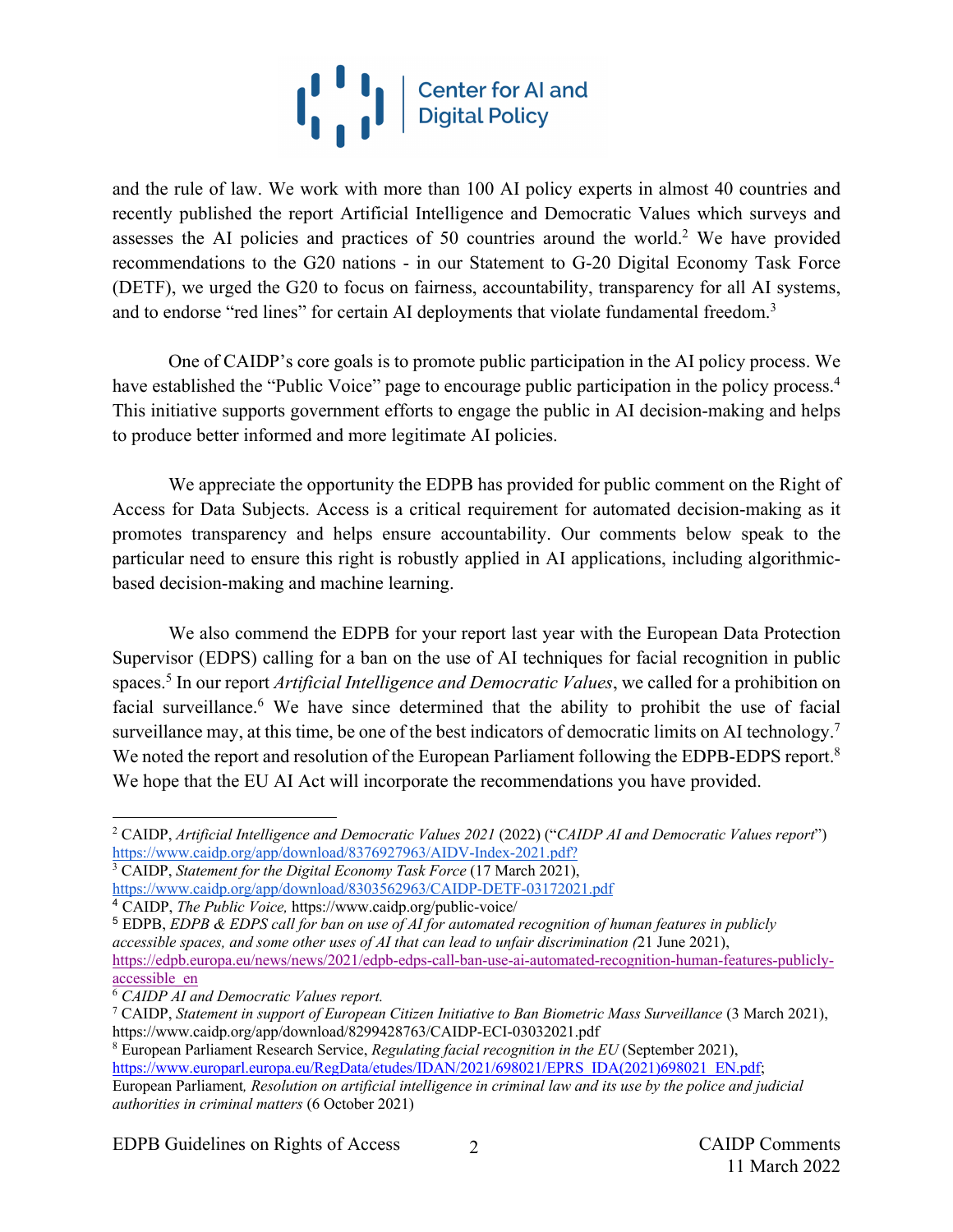and the rule of law. We work with more than 100 AI policy experts in almost 40 countries and recently published the report Artificial Intelligence and Democratic Values which surveys and assesses the AI policies and practices of 50 countries around the world.[2] We have provided recommendations to the G20 nations - in our Statement to G-20 Digital Economy Task Force (DETF), we urged the G20 to focus on fairness, accountability, transparency for all AI systems, and to endorse "red lines" for certain AI deployments that violate fundamental freedom.[3]

One of CAIDP's core goals is to promote public participation in the AI policy process. We have established the "Public Voice" page to encourage public participation in the policy process.[4] This initiative supports government efforts to engage the public in AI decision-making and helps to produce better informed and more legitimate AI policies.

We appreciate the opportunity the EDPB has provided for public comment on the Right of Access for Data Subjects. Access is a critical requirement for automated decision-making as it promotes transparency and helps ensure accountability. Our comments below speak to the particular need to ensure this right is robustly applied in AI applications, including algorithmic-based decision-making and machine learning.

We also commend the EDPB for your report last year with the European Data Protection Supervisor (EDPS) calling for a ban on the use of AI techniques for facial recognition in public spaces.[5] In our report *Artificial Intelligence and Democratic Values*, we called for a prohibition on facial surveillance.[6] We have since determined that the ability to prohibit the use of facial surveillance may, at this time, be one of the best indicators of democratic limits on AI technology.[7] We noted the report and resolution of the European Parliament following the EDPB-EDPS report.[8] We hope that the EU AI Act will incorporate the recommendations you have provided.

---

[2] CAIDP, *Artificial Intelligence and Democratic Values 2021* (2022) ("*CAIDP AI and Democratic Values report*") https://www.caidp.org/app/download/8376927963/AIDV-Index-2021.pdf?

[3] CAIDP, *Statement for the Digital Economy Task Force* (17 March 2021), https://www.caidp.org/app/download/8303562963/CAIDP-DETF-03172021.pdf

[4] CAIDP, *The Public Voice,* https://www.caidp.org/public-voice/

[5] EDPB, *EDPB & EDPS call for ban on use of AI for automated recognition of human features in publicly accessible spaces, and some other uses of AI that can lead to unfair discrimination (*21 June 2021), https://edpb.europa.eu/news/news/2021/edpb-edps-call-ban-use-ai-automated-recognition-human-features-publicly-accessible_en

[6] *CAIDP AI and Democratic Values report.*

[7] CAIDP, *Statement in support of European Citizen Initiative to Ban Biometric Mass Surveillance* (3 March 2021), https://www.caidp.org/app/download/8299428763/CAIDP-ECI-03032021.pdf

[8] European Parliament Research Service, *Regulating facial recognition in the EU* (September 2021), https://www.europarl.europa.eu/RegData/etudes/IDAN/2021/698021/EPRS_IDA(2021)698021_EN.pdf; European Parliament*, Resolution on artificial intelligence in criminal law and its use by the police and judicial authorities in criminal matters* (6 October 2021)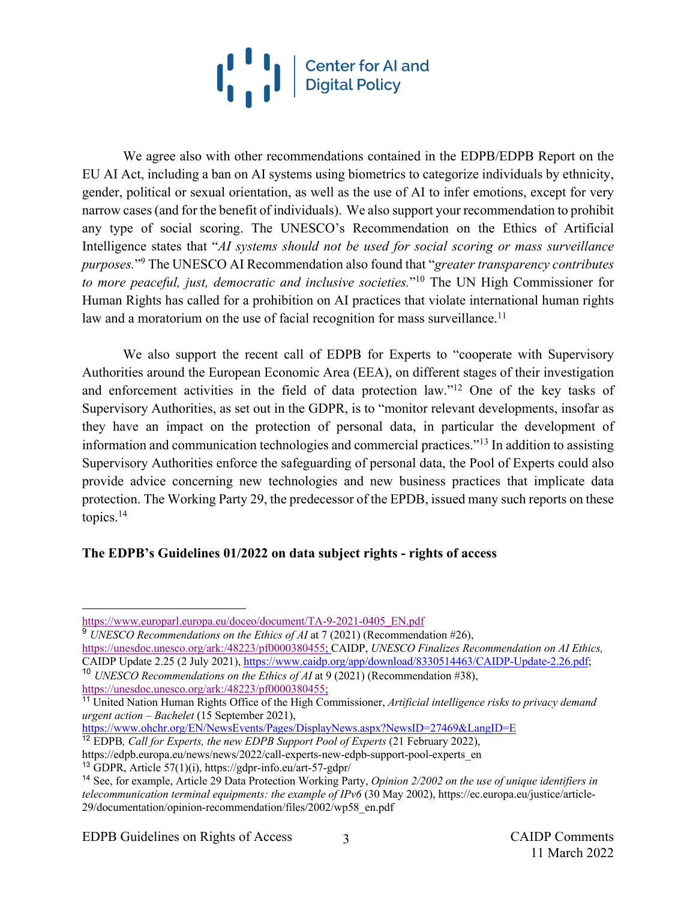We agree also with other recommendations contained in the EDPB/EDPB Report on the EU AI Act, including a ban on AI systems using biometrics to categorize individuals by ethnicity, gender, political or sexual orientation, as well as the use of AI to infer emotions, except for very narrow cases (and for the benefit of individuals). We also support your recommendation to prohibit any type of social scoring. The UNESCO's Recommendation on the Ethics of Artificial Intelligence states that "*AI systems should not be used for social scoring or mass surveillance purposes.*"[9] The UNESCO AI Recommendation also found that "*greater transparency contributes to more peaceful, just, democratic and inclusive societies.*"[10] The UN High Commissioner for Human Rights has called for a prohibition on AI practices that violate international human rights law and a moratorium on the use of facial recognition for mass surveillance.[11]

We also support the recent call of EDPB for Experts to "cooperate with Supervisory Authorities around the European Economic Area (EEA), on different stages of their investigation and enforcement activities in the field of data protection law."[12] One of the key tasks of Supervisory Authorities, as set out in the GDPR, is to "monitor relevant developments, insofar as they have an impact on the protection of personal data, in particular the development of information and communication technologies and commercial practices."[13] In addition to assisting Supervisory Authorities enforce the safeguarding of personal data, the Pool of Experts could also provide advice concerning new technologies and new business practices that implicate data protection. The Working Party 29, the predecessor of the EPDB, issued many such reports on these topics.[14]

**The EDPB's Guidelines 01/2022 on data subject rights - rights of access**

---

https://www.europarl.europa.eu/doceo/document/TA-9-2021-0405_EN.pdf

[9] *UNESCO Recommendations on the Ethics of AI* at 7 (2021) (Recommendation #26), https://unesdoc.unesco.org/ark:/48223/pf0000380455; CAIDP, *UNESCO Finalizes Recommendation on AI Ethics,* CAIDP Update 2.25 (2 July 2021), https://www.caidp.org/app/download/8330514463/CAIDP-Update-2.26.pdf;

[10] *UNESCO Recommendations on the Ethics of AI* at 9 (2021) (Recommendation #38), https://unesdoc.unesco.org/ark:/48223/pf0000380455;

[11] United Nation Human Rights Office of the High Commissioner, *Artificial intelligence risks to privacy demand urgent action – Bachelet* (15 September 2021), https://www.ohchr.org/EN/NewsEvents/Pages/DisplayNews.aspx?NewsID=27469&LangID=E

[12] EDPB*, Call for Experts, the new EDPB Support Pool of Experts* (21 February 2022), https://edpb.europa.eu/news/news/2022/call-experts-new-edpb-support-pool-experts_en

[13] GDPR, Article 57(1)(i), https://gdpr-info.eu/art-57-gdpr/

[14] See, for example, Article 29 Data Protection Working Party, *Opinion 2/2002 on the use of unique identifiers in telecommunication terminal equipments: the example of IPv6* (30 May 2002), https://ec.europa.eu/justice/article-29/documentation/opinion-recommendation/files/2002/wp58_en.pdf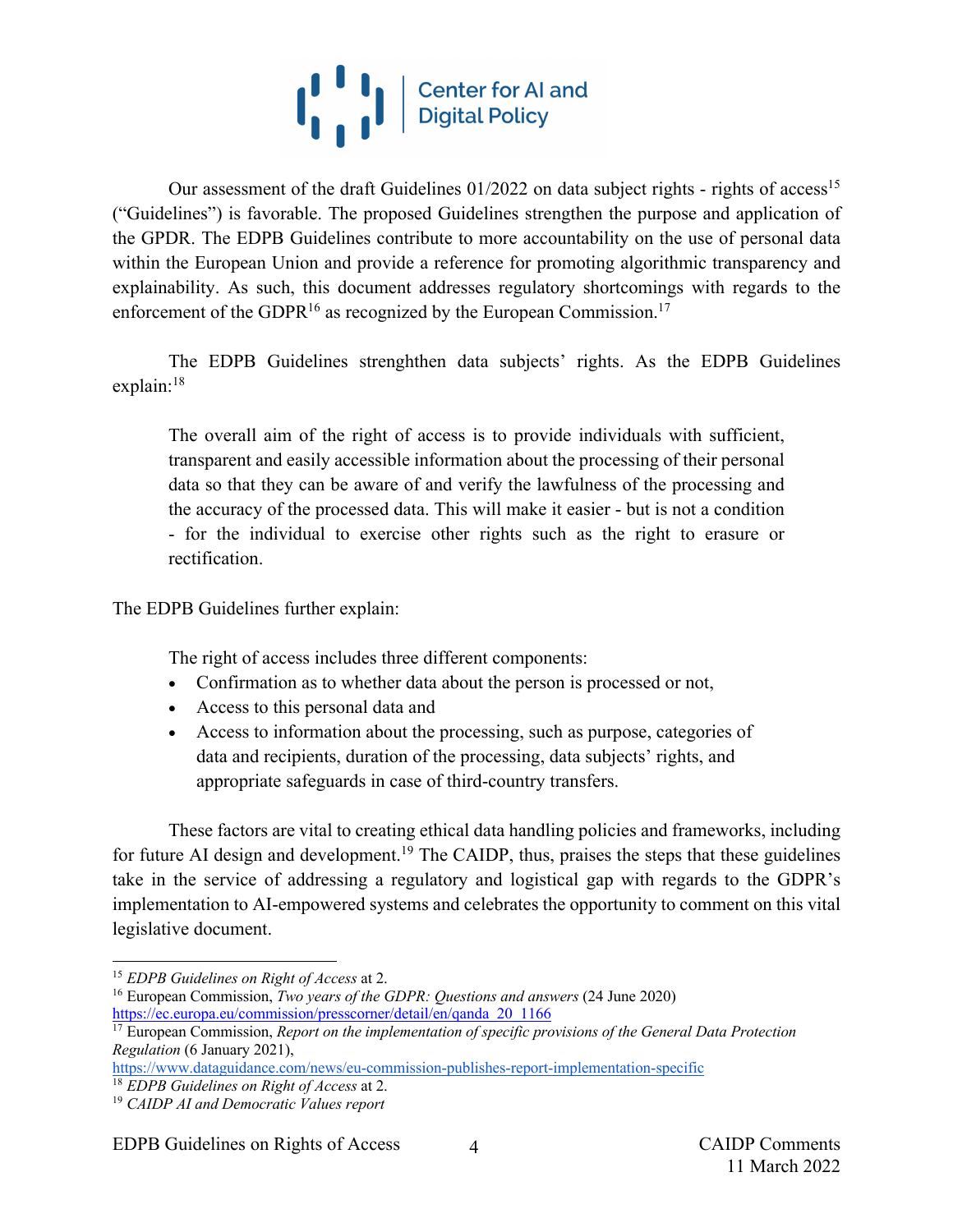Our assessment of the draft Guidelines 01/2022 on data subject rights - rights of access[15] ("Guidelines") is favorable. The proposed Guidelines strengthen the purpose and application of the GPDR. The EDPB Guidelines contribute to more accountability on the use of personal data within the European Union and provide a reference for promoting algorithmic transparency and explainability. As such, this document addresses regulatory shortcomings with regards to the enforcement of the GDPR[16] as recognized by the European Commission.[17]

The EDPB Guidelines strenghthen data subjects' rights. As the EDPB Guidelines explain:[18]

> The overall aim of the right of access is to provide individuals with sufficient, transparent and easily accessible information about the processing of their personal data so that they can be aware of and verify the lawfulness of the processing and the accuracy of the processed data. This will make it easier - but is not a condition - for the individual to exercise other rights such as the right to erasure or rectification.

The EDPB Guidelines further explain:

> The right of access includes three different components:
>
> - Confirmation as to whether data about the person is processed or not,
> - Access to this personal data and
> - Access to information about the processing, such as purpose, categories of data and recipients, duration of the processing, data subjects' rights, and appropriate safeguards in case of third-country transfers.

These factors are vital to creating ethical data handling policies and frameworks, including for future AI design and development.[19] The CAIDP, thus, praises the steps that these guidelines take in the service of addressing a regulatory and logistical gap with regards to the GDPR's implementation to AI-empowered systems and celebrates the opportunity to comment on this vital legislative document.

---

[15] *EDPB Guidelines on Right of Access* at 2.

[16] European Commission, *Two years of the GDPR: Questions and answers* (24 June 2020) https://ec.europa.eu/commission/presscorner/detail/en/qanda_20_1166

[17] European Commission, *Report on the implementation of specific provisions of the General Data Protection Regulation* (6 January 2021), https://www.dataguidance.com/news/eu-commission-publishes-report-implementation-specific

[18] *EDPB Guidelines on Right of Access* at 2.

[19] *CAIDP AI and Democratic Values report*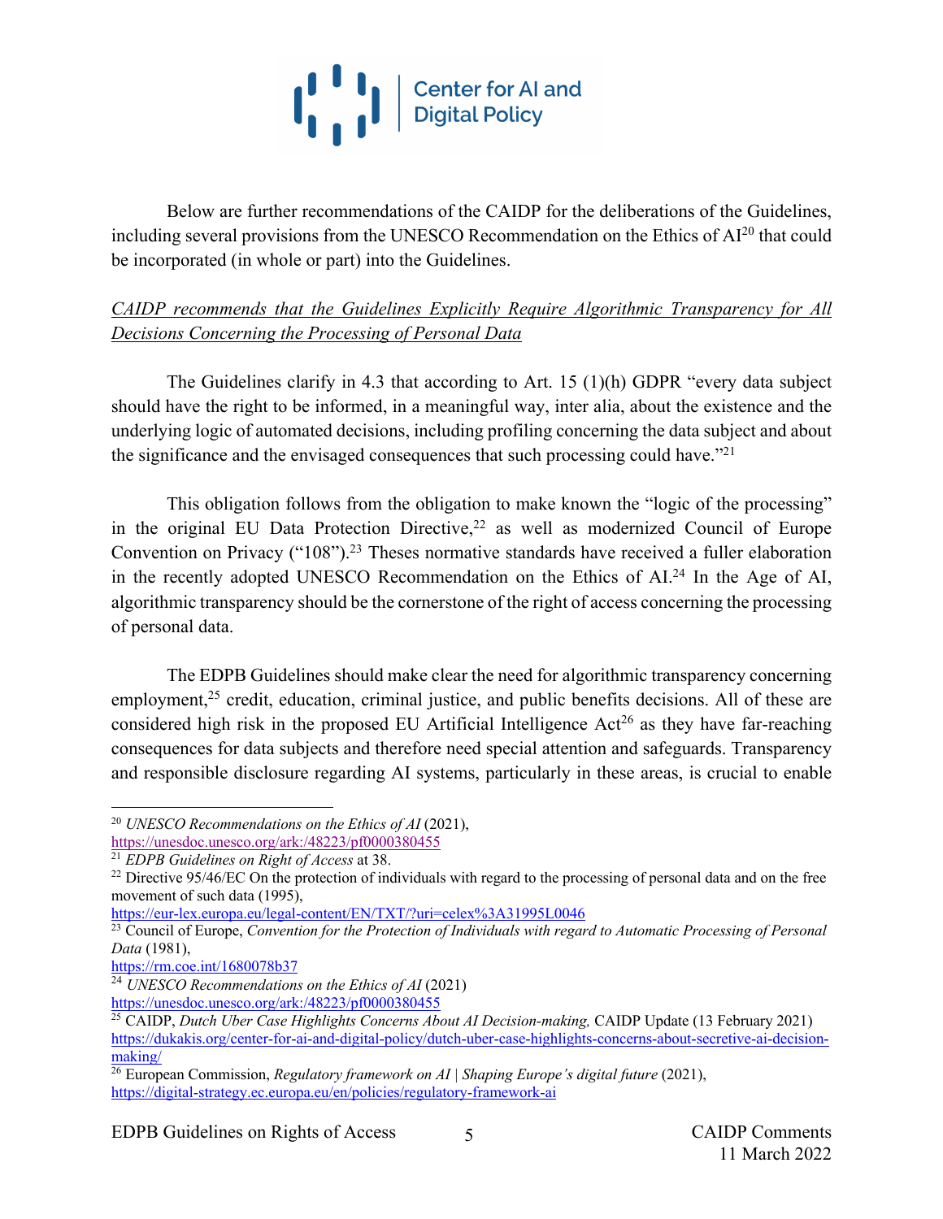Below are further recommendations of the CAIDP for the deliberations of the Guidelines, including several provisions from the UNESCO Recommendation on the Ethics of AI[20] that could be incorporated (in whole or part) into the Guidelines.

*CAIDP recommends that the Guidelines Explicitly Require Algorithmic Transparency for All Decisions Concerning the Processing of Personal Data*

The Guidelines clarify in 4.3 that according to Art. 15 (1)(h) GDPR "every data subject should have the right to be informed, in a meaningful way, inter alia, about the existence and the underlying logic of automated decisions, including profiling concerning the data subject and about the significance and the envisaged consequences that such processing could have."[21]

This obligation follows from the obligation to make known the "logic of the processing" in the original EU Data Protection Directive,[22] as well as modernized Council of Europe Convention on Privacy ("108").[23] Theses normative standards have received a fuller elaboration in the recently adopted UNESCO Recommendation on the Ethics of AI.[24] In the Age of AI, algorithmic transparency should be the cornerstone of the right of access concerning the processing of personal data.

The EDPB Guidelines should make clear the need for algorithmic transparency concerning employment,[25] credit, education, criminal justice, and public benefits decisions. All of these are considered high risk in the proposed EU Artificial Intelligence Act[26] as they have far-reaching consequences for data subjects and therefore need special attention and safeguards. Transparency and responsible disclosure regarding AI systems, particularly in these areas, is crucial to enable

---

[20] *UNESCO Recommendations on the Ethics of AI* (2021), https://unesdoc.unesco.org/ark:/48223/pf0000380455

[21] *EDPB Guidelines on Right of Access* at 38.

[22] Directive 95/46/EC On the protection of individuals with regard to the processing of personal data and on the free movement of such data (1995), https://eur-lex.europa.eu/legal-content/EN/TXT/?uri=celex%3A31995L0046

[23] Council of Europe, *Convention for the Protection of Individuals with regard to Automatic Processing of Personal Data* (1981), https://rm.coe.int/1680078b37

[24] *UNESCO Recommendations on the Ethics of AI* (2021) https://unesdoc.unesco.org/ark:/48223/pf0000380455

[25] CAIDP, *Dutch Uber Case Highlights Concerns About AI Decision-making,* CAIDP Update (13 February 2021) https://dukakis.org/center-for-ai-and-digital-policy/dutch-uber-case-highlights-concerns-about-secretive-ai-decision-making/

[26] European Commission, *Regulatory framework on AI | Shaping Europe's digital future* (2021), https://digital-strategy.ec.europa.eu/en/policies/regulatory-framework-ai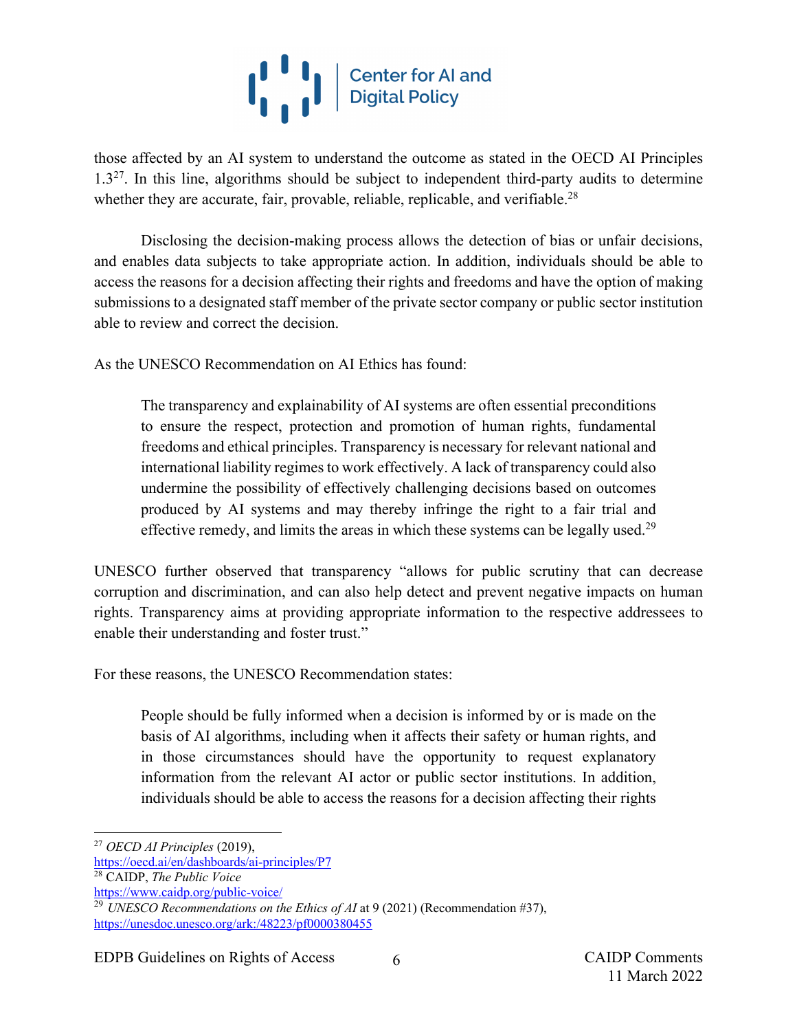those affected by an AI system to understand the outcome as stated in the OECD AI Principles 1.3[27]. In this line, algorithms should be subject to independent third-party audits to determine whether they are accurate, fair, provable, reliable, replicable, and verifiable.[28]

Disclosing the decision-making process allows the detection of bias or unfair decisions, and enables data subjects to take appropriate action. In addition, individuals should be able to access the reasons for a decision affecting their rights and freedoms and have the option of making submissions to a designated staff member of the private sector company or public sector institution able to review and correct the decision.

As the UNESCO Recommendation on AI Ethics has found:

> The transparency and explainability of AI systems are often essential preconditions to ensure the respect, protection and promotion of human rights, fundamental freedoms and ethical principles. Transparency is necessary for relevant national and international liability regimes to work effectively. A lack of transparency could also undermine the possibility of effectively challenging decisions based on outcomes produced by AI systems and may thereby infringe the right to a fair trial and effective remedy, and limits the areas in which these systems can be legally used.[29]

UNESCO further observed that transparency "allows for public scrutiny that can decrease corruption and discrimination, and can also help detect and prevent negative impacts on human rights. Transparency aims at providing appropriate information to the respective addressees to enable their understanding and foster trust."

For these reasons, the UNESCO Recommendation states:

> People should be fully informed when a decision is informed by or is made on the basis of AI algorithms, including when it affects their safety or human rights, and in those circumstances should have the opportunity to request explanatory information from the relevant AI actor or public sector institutions. In addition, individuals should be able to access the reasons for a decision affecting their rights

---

[27] *OECD AI Principles* (2019), https://oecd.ai/en/dashboards/ai-principles/P7

[28] CAIDP, *The Public Voice* https://www.caidp.org/public-voice/

[29] *UNESCO Recommendations on the Ethics of AI* at 9 (2021) (Recommendation #37), https://unesdoc.unesco.org/ark:/48223/pf0000380455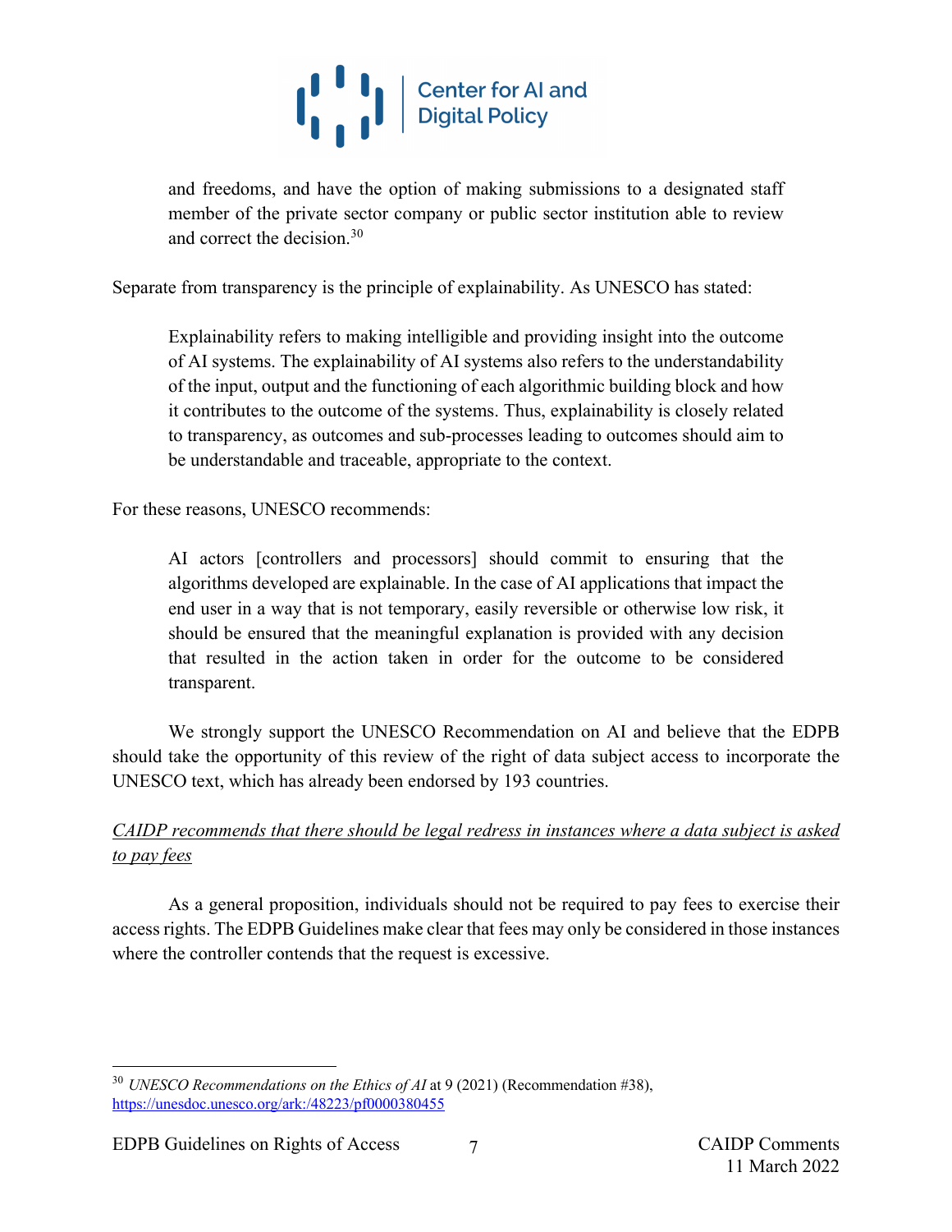> and freedoms, and have the option of making submissions to a designated staff member of the private sector company or public sector institution able to review and correct the decision.[30]

Separate from transparency is the principle of explainability. As UNESCO has stated:

> Explainability refers to making intelligible and providing insight into the outcome of AI systems. The explainability of AI systems also refers to the understandability of the input, output and the functioning of each algorithmic building block and how it contributes to the outcome of the systems. Thus, explainability is closely related to transparency, as outcomes and sub-processes leading to outcomes should aim to be understandable and traceable, appropriate to the context.

For these reasons, UNESCO recommends:

> AI actors [controllers and processors] should commit to ensuring that the algorithms developed are explainable. In the case of AI applications that impact the end user in a way that is not temporary, easily reversible or otherwise low risk, it should be ensured that the meaningful explanation is provided with any decision that resulted in the action taken in order for the outcome to be considered transparent.

We strongly support the UNESCO Recommendation on AI and believe that the EDPB should take the opportunity of this review of the right of data subject access to incorporate the UNESCO text, which has already been endorsed by 193 countries.

*CAIDP recommends that there should be legal redress in instances where a data subject is asked to pay fees*

As a general proposition, individuals should not be required to pay fees to exercise their access rights. The EDPB Guidelines make clear that fees may only be considered in those instances where the controller contends that the request is excessive.

---

[30] *UNESCO Recommendations on the Ethics of AI* at 9 (2021) (Recommendation #38), https://unesdoc.unesco.org/ark:/48223/pf0000380455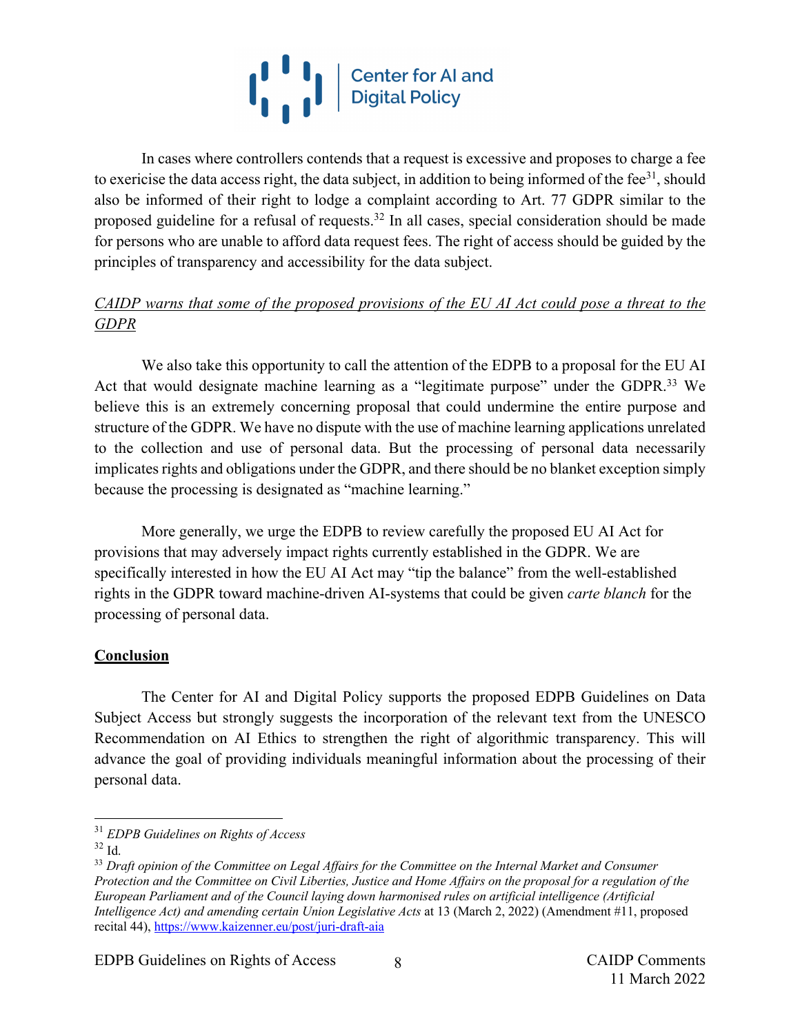In cases where controllers contends that a request is excessive and proposes to charge a fee to exercise the data access right, the data subject, in addition to being informed of the fee[31], should also be informed of their right to lodge a complaint according to Art. 77 GDPR similar to the proposed guideline for a refusal of requests.[32] In all cases, special consideration should be made for persons who are unable to afford data request fees. The right of access should be guided by the principles of transparency and accessibility for the data subject.

*CAIDP warns that some of the proposed provisions of the EU AI Act could pose a threat to the GDPR*

We also take this opportunity to call the attention of the EDPB to a proposal for the EU AI Act that would designate machine learning as a "legitimate purpose" under the GDPR.[33] We believe this is an extremely concerning proposal that could undermine the entire purpose and structure of the GDPR. We have no dispute with the use of machine learning applications unrelated to the collection and use of personal data. But the processing of personal data necessarily implicates rights and obligations under the GDPR, and there should be no blanket exception simply because the processing is designated as "machine learning."

More generally, we urge the EDPB to review carefully the proposed EU AI Act for provisions that may adversely impact rights currently established in the GDPR. We are specifically interested in how the EU AI Act may "tip the balance" from the well-established rights in the GDPR toward machine-driven AI-systems that could be given *carte blanch* for the processing of personal data.

**Conclusion**

The Center for AI and Digital Policy supports the proposed EDPB Guidelines on Data Subject Access but strongly suggests the incorporation of the relevant text from the UNESCO Recommendation on AI Ethics to strengthen the right of algorithmic transparency. This will advance the goal of providing individuals meaningful information about the processing of their personal data.

---

[31] *EDPB Guidelines on Rights of Access*

[32] Id.

[33] *Draft opinion of the Committee on Legal Affairs for the Committee on the Internal Market and Consumer Protection and the Committee on Civil Liberties, Justice and Home Affairs on the proposal for a regulation of the European Parliament and of the Council laying down harmonised rules on artificial intelligence (Artificial Intelligence Act) and amending certain Union Legislative Acts* at 13 (March 2, 2022) (Amendment #11, proposed recital 44), https://www.kaizenner.eu/post/juri-draft-aia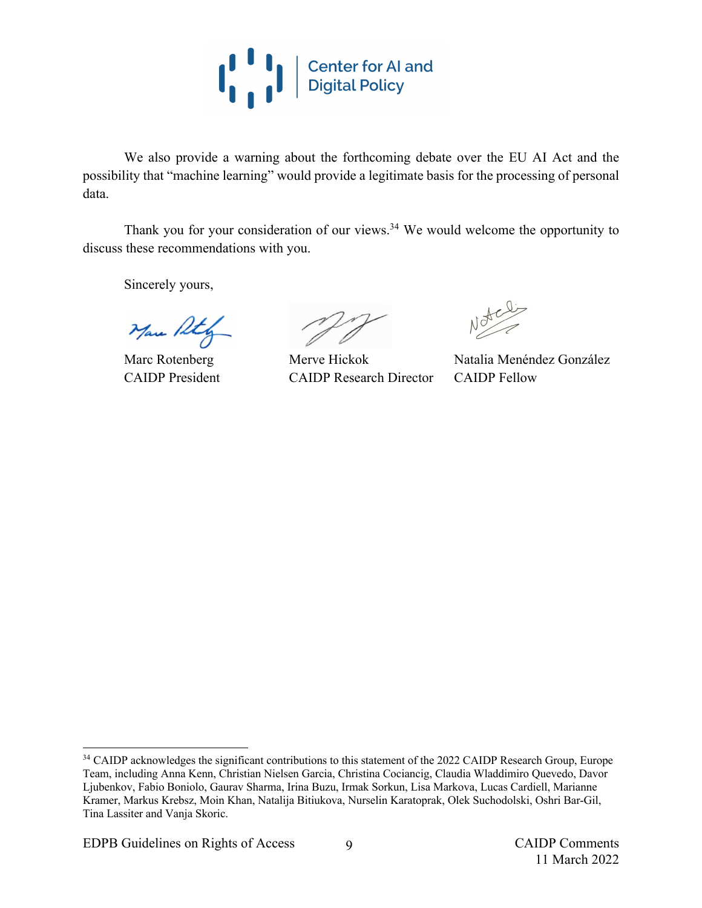We also provide a warning about the forthcoming debate over the EU AI Act and the possibility that "machine learning" would provide a legitimate basis for the processing of personal data.

Thank you for your consideration of our views.[34] We would welcome the opportunity to discuss these recommendations with you.

Sincerely yours,

| | | |
|---|---|---|
| Marc Rotenberg | Merve Hickok | Natalia Menéndez González |
| CAIDP President | CAIDP Research Director | CAIDP Fellow |

[34] CAIDP acknowledges the significant contributions to this statement of the 2022 CAIDP Research Group, Europe Team, including Anna Kenn, Christian Nielsen Garcia, Christina Cociancig, Claudia Wladdimiro Quevedo, Davor Ljubenkov, Fabio Boniolo, Gaurav Sharma, Irina Buzu, Irmak Sorkun, Lisa Markova, Lucas Cardiell, Marianne Kramer, Markus Krebsz, Moin Khan, Natalija Bitiukova, Nurselin Karatoprak, Olek Suchodolski, Oshri Bar-Gil, Tina Lassiter and Vanja Skoric.